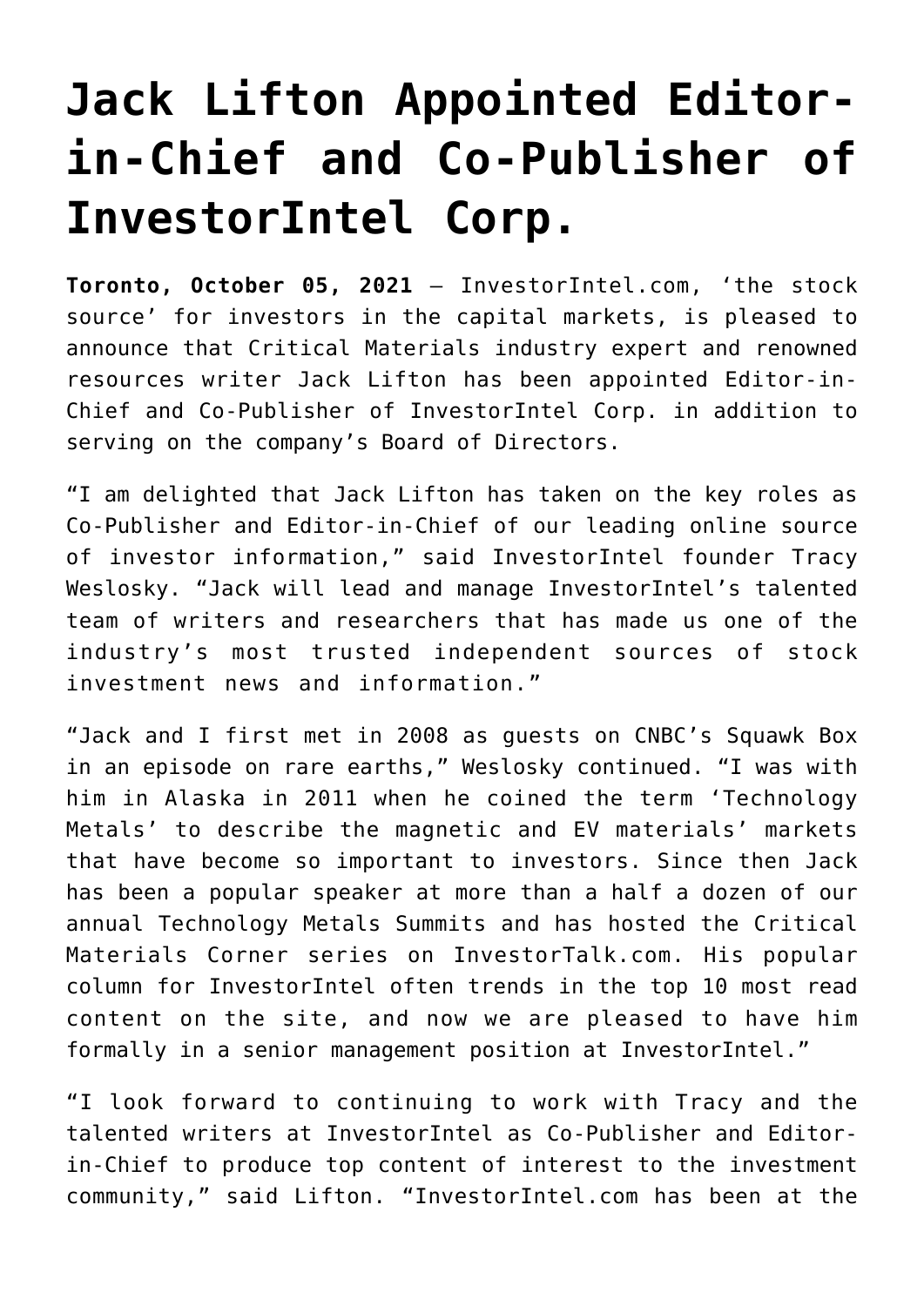# Jack Lifton Appointed Editor-in-Chief and Co-Publisher of InvestorIntel Corp.

**Toronto, October 05, 2021** – InvestorIntel.com, 'the stock source' for investors in the capital markets, is pleased to announce that Critical Materials industry expert and renowned resources writer Jack Lifton has been appointed Editor-in-Chief and Co-Publisher of InvestorIntel Corp. in addition to serving on the company's Board of Directors.

"I am delighted that Jack Lifton has taken on the key roles as Co-Publisher and Editor-in-Chief of our leading online source of investor information," said InvestorIntel founder Tracy Weslosky. "Jack will lead and manage InvestorIntel's talented team of writers and researchers that has made us one of the industry's most trusted independent sources of stock investment news and information."

"Jack and I first met in 2008 as guests on CNBC's Squawk Box in an episode on rare earths," Weslosky continued. "I was with him in Alaska in 2011 when he coined the term 'Technology Metals' to describe the magnetic and EV materials' markets that have become so important to investors. Since then Jack has been a popular speaker at more than a half a dozen of our annual Technology Metals Summits and has hosted the Critical Materials Corner series on InvestorTalk.com. His popular column for InvestorIntel often trends in the top 10 most read content on the site, and now we are pleased to have him formally in a senior management position at InvestorIntel."

"I look forward to continuing to work with Tracy and the talented writers at InvestorIntel as Co-Publisher and Editor-in-Chief to produce top content of interest to the investment community," said Lifton. "InvestorIntel.com has been at the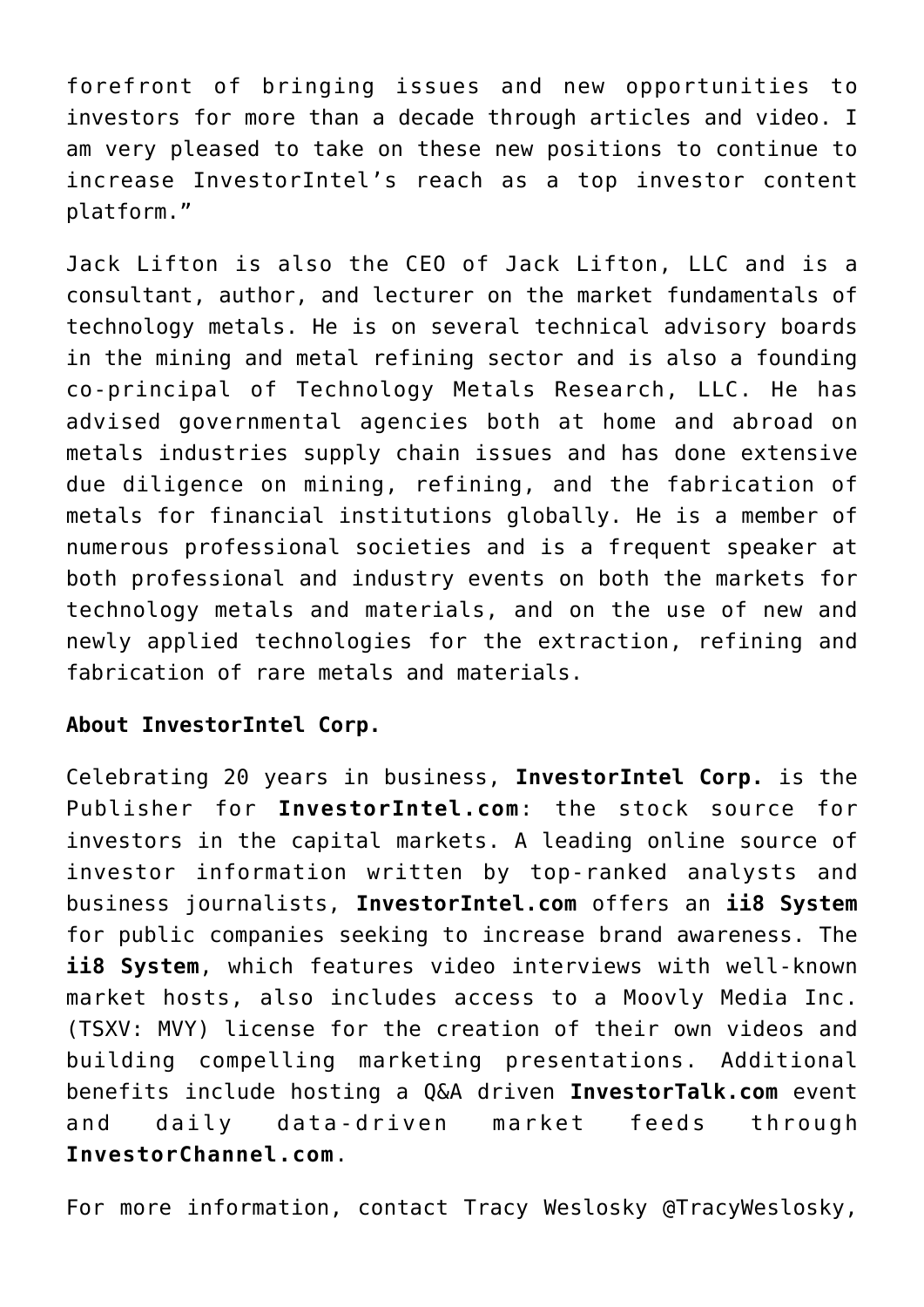forefront of bringing issues and new opportunities to investors for more than a decade through articles and video. I am very pleased to take on these new positions to continue to increase InvestorIntel's reach as a top investor content platform."

Jack Lifton is also the CEO of Jack Lifton, LLC and is a consultant, author, and lecturer on the market fundamentals of technology metals. He is on several technical advisory boards in the mining and metal refining sector and is also a founding co-principal of Technology Metals Research, LLC. He has advised governmental agencies both at home and abroad on metals industries supply chain issues and has done extensive due diligence on mining, refining, and the fabrication of metals for financial institutions globally. He is a member of numerous professional societies and is a frequent speaker at both professional and industry events on both the markets for technology metals and materials, and on the use of new and newly applied technologies for the extraction, refining and fabrication of rare metals and materials.

**About InvestorIntel Corp.**

Celebrating 20 years in business, **InvestorIntel Corp.** is the Publisher for **InvestorIntel.com**: the stock source for investors in the capital markets. A leading online source of investor information written by top-ranked analysts and business journalists, **InvestorIntel.com** offers an **ii8 System** for public companies seeking to increase brand awareness. The **ii8 System**, which features video interviews with well-known market hosts, also includes access to a Moovly Media Inc. (TSXV: MVY) license for the creation of their own videos and building compelling marketing presentations. Additional benefits include hosting a Q&A driven **InvestorTalk.com** event and daily data-driven market feeds through **InvestorChannel.com**.

For more information, contact Tracy Weslosky @TracyWeslosky,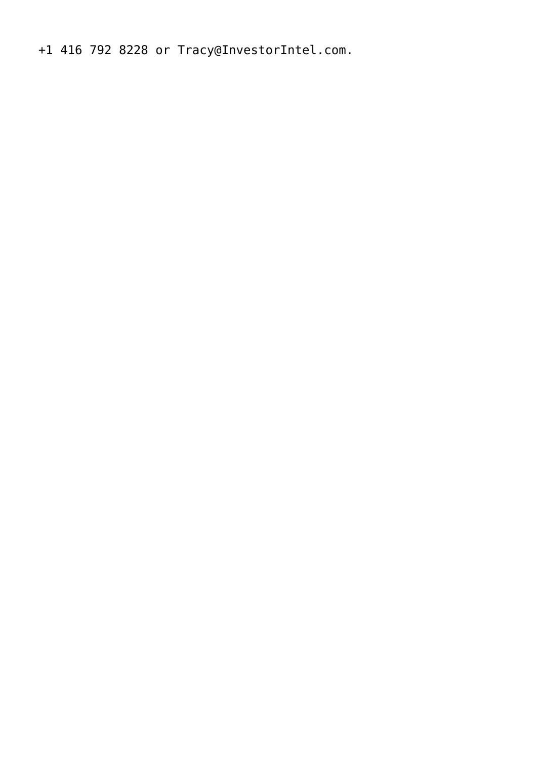+1 416 792 8228 or Tracy@InvestorIntel.com.